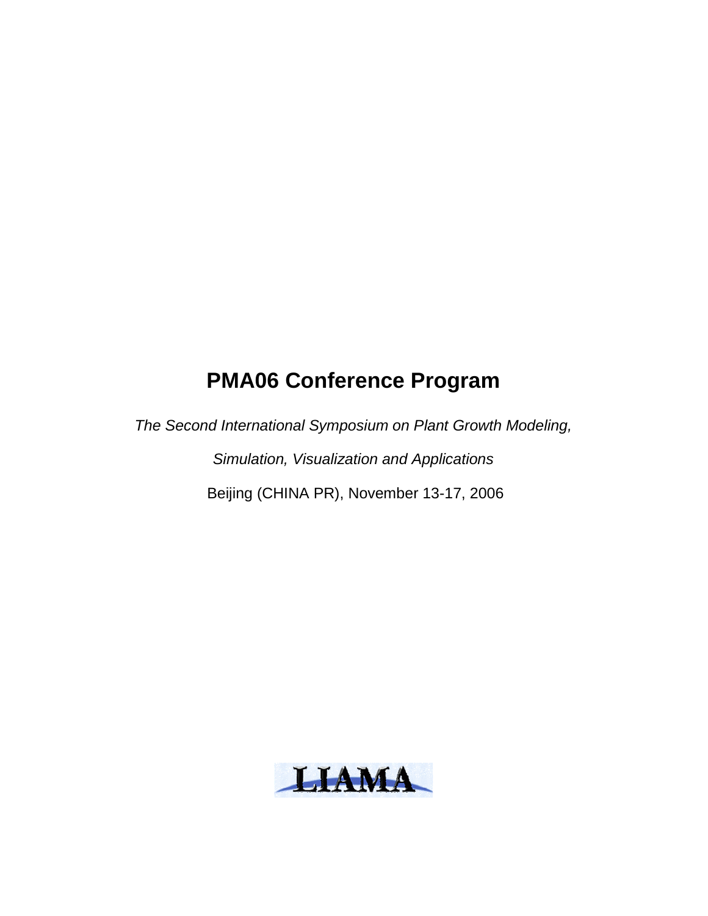# PMA06 Conference Program

*The Second International Symposium on Plant Growth Modeling,*

*Simulation, Visualization and Applications*

Beijing (CHINA PR), November 13-17, 2006

LIAMA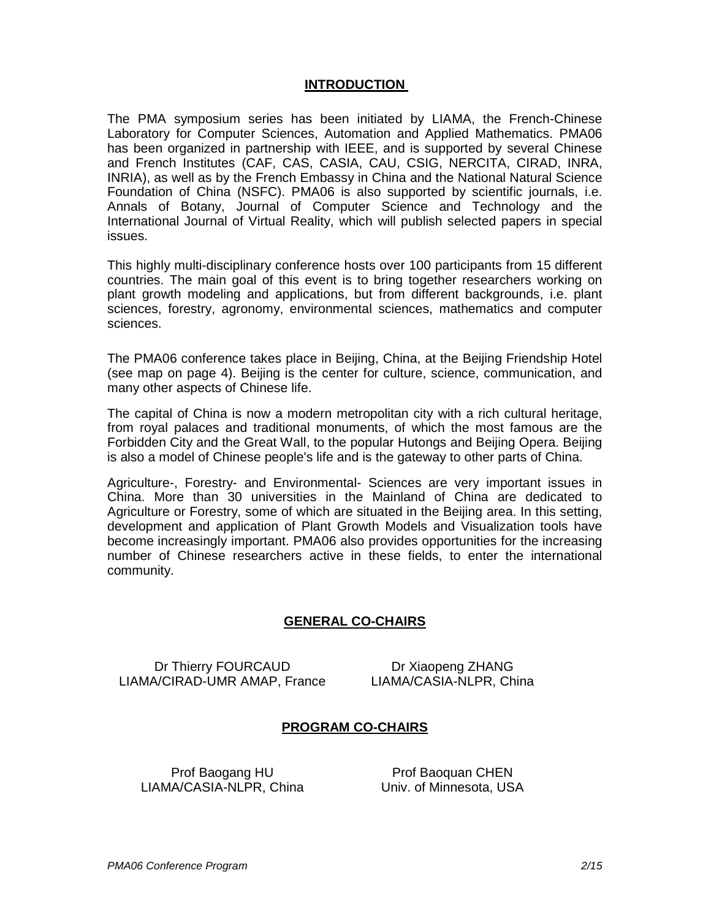## INTRODUCTION

The PMA symposium series has been initiated by LIAMA, the French-Chinese Laboratory for Computer Sciences, Automation and Applied Mathematics. PMA06 has been organized in partnership with IEEE, and is supported by several Chinese and French Institutes (CAF, CAS, CASIA, CAU, CSIG, NERCITA, CIRAD, INRA, INRIA), as well as by the French Embassy in China and the National Natural Science Foundation of China (NSFC). PMA06 is also supported by scientific journals, i.e. Annals of Botany, Journal of Computer Science and Technology and the International Journal of Virtual Reality, which will publish selected papers in special issues.

This highly multi-disciplinary conference hosts over 100 participants from 15 different countries. The main goal of this event is to bring together researchers working on plant growth modeling and applications, but from different backgrounds, i.e. plant sciences, forestry, agronomy, environmental sciences, mathematics and computer sciences.

The PMA06 conference takes place in Beijing, China, at the Beijing Friendship Hotel (see map on page 4). Beijing is the center for culture, science, communication, and many other aspects of Chinese life.

The capital of China is now a modern metropolitan city with a rich cultural heritage, from royal palaces and traditional monuments, of which the most famous are the Forbidden City and the Great Wall, to the popular Hutongs and Beijing Opera. Beijing is also a model of Chinese people's life and is the gateway to other parts of China.

Agriculture-, Forestry- and Environmental- Sciences are very important issues in China. More than 30 universities in the Mainland of China are dedicated to Agriculture or Forestry, some of which are situated in the Beijing area. In this setting, development and application of Plant Growth Models and Visualization tools have become increasingly important. PMA06 also provides opportunities for the increasing number of Chinese researchers active in these fields, to enter the international community.

## GENERAL CO-CHAIRS

Dr Thierry FOURCAUD
LIAMA/CIRAD-UMR AMAP, France

Dr Xiaopeng ZHANG
LIAMA/CASIA-NLPR, China

## PROGRAM CO-CHAIRS

Prof Baogang HU
LIAMA/CASIA-NLPR, China

Prof Baoquan CHEN
Univ. of Minnesota, USA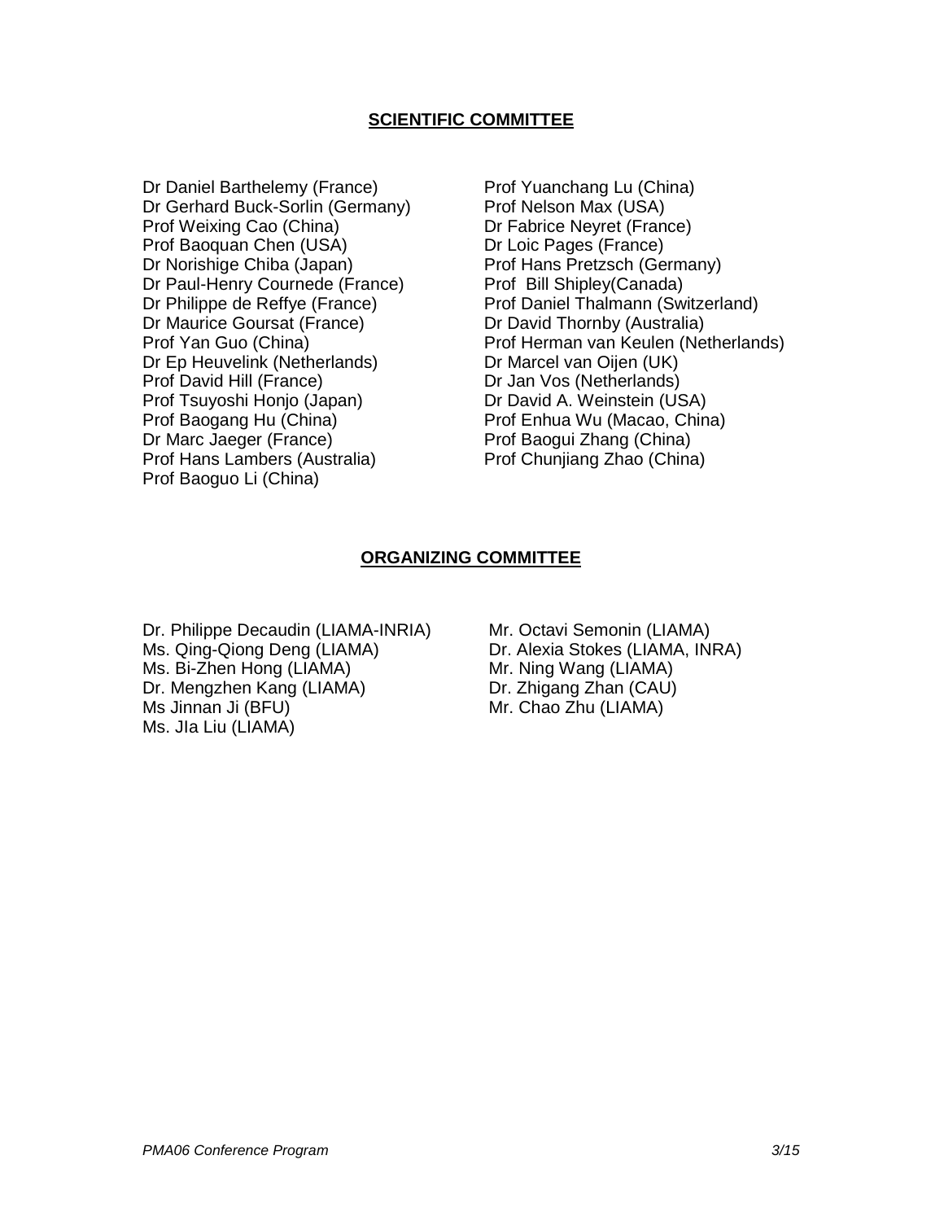## SCIENTIFIC COMMITTEE

Dr Daniel Barthelemy (France)
Dr Gerhard Buck-Sorlin (Germany)
Prof Weixing Cao (China)
Prof Baoquan Chen (USA)
Dr Norishige Chiba (Japan)
Dr Paul-Henry Cournede (France)
Dr Philippe de Reffye (France)
Dr Maurice Goursat (France)
Prof Yan Guo (China)
Dr Ep Heuvelink (Netherlands)
Prof David Hill (France)
Prof Tsuyoshi Honjo (Japan)
Prof Baogang Hu (China)
Dr Marc Jaeger (France)
Prof Hans Lambers (Australia)
Prof Baoguo Li (China)
Prof Yuanchang Lu (China)
Prof Nelson Max (USA)
Dr Fabrice Neyret (France)
Dr Loic Pages (France)
Prof Hans Pretzsch (Germany)
Prof Bill Shipley(Canada)
Prof Daniel Thalmann (Switzerland)
Dr David Thornby (Australia)
Prof Herman van Keulen (Netherlands)
Dr Marcel van Oijen (UK)
Dr Jan Vos (Netherlands)
Dr David A. Weinstein (USA)
Prof Enhua Wu (Macao, China)
Prof Baogui Zhang (China)
Prof Chunjiang Zhao (China)

## ORGANIZING COMMITTEE

Dr. Philippe Decaudin (LIAMA-INRIA)
Ms. Qing-Qiong Deng (LIAMA)
Ms. Bi-Zhen Hong (LIAMA)
Dr. Mengzhen Kang (LIAMA)
Ms Jinnan Ji (BFU)
Ms. JIa Liu (LIAMA)
Mr. Octavi Semonin (LIAMA)
Dr. Alexia Stokes (LIAMA, INRA)
Mr. Ning Wang (LIAMA)
Dr. Zhigang Zhan (CAU)
Mr. Chao Zhu (LIAMA)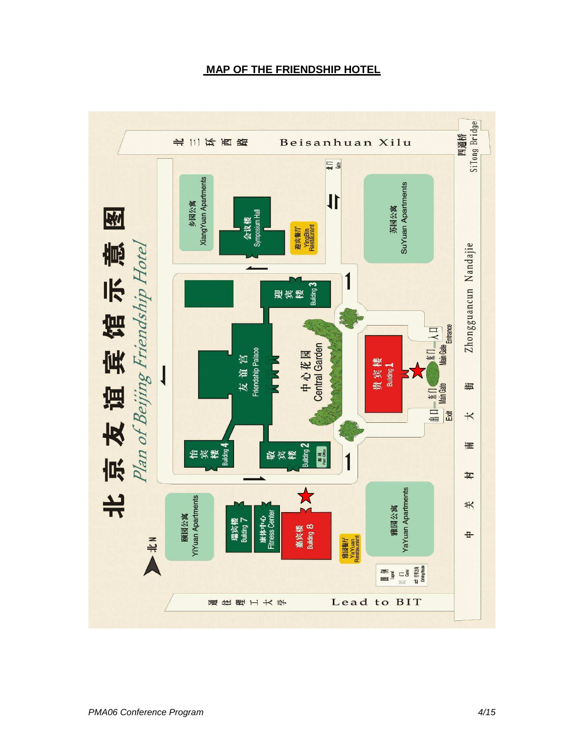## MAP OF THE FRIENDSHIP HOTEL

北京友谊宾馆示意图

*Plan of Beijing Friendship Hotel*

北三环西路 Beisanhuan Xilu

四通桥 SiTong Bridge

中关村南大街 Zhongguancun Nandajie

通往理工大学 Lead to BIT

北门 Gate

乡园公寓 XiangYuan Apartments

会议楼 Symposium Hall

迎宾餐厅 YingBin Restaurant

苏园公寓 SuYuan Apartments

迎宾楼 Building 3

友谊宫 Friendship Palace

中心花园 Central Garden

贵宾楼 Building 1

入口 Entrance

东门 Main Gate

出口 Exit

怡宾楼 Building 4

敬宾楼 Building 2

邮局 Post Office

颐园公寓 YiYuan Apartments

瑞宾楼 Building 7

康体中心 Fitness Center

嘉宾楼 Building 8

雅园餐厅 YaYuan Restaurant

雅园公寓 YaYuan Apartments

图例 Legend

门 Gate

行车方向 Driving Route

北 N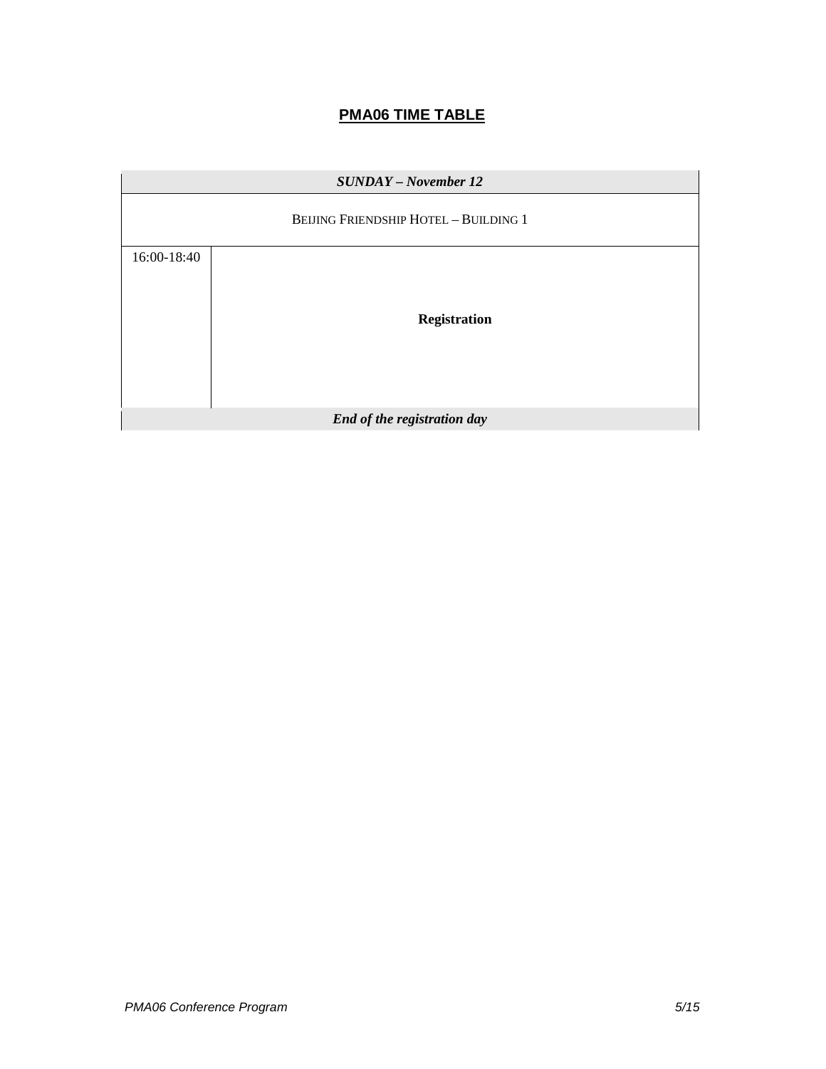# PMA06 TIME TABLE

| *SUNDAY – November 12* | |
|---|---|
| BEIJING FRIENDSHIP HOTEL – BUILDING 1 | |
| 16:00-18:40 | **Registration** |
| ***End of the registration day*** | |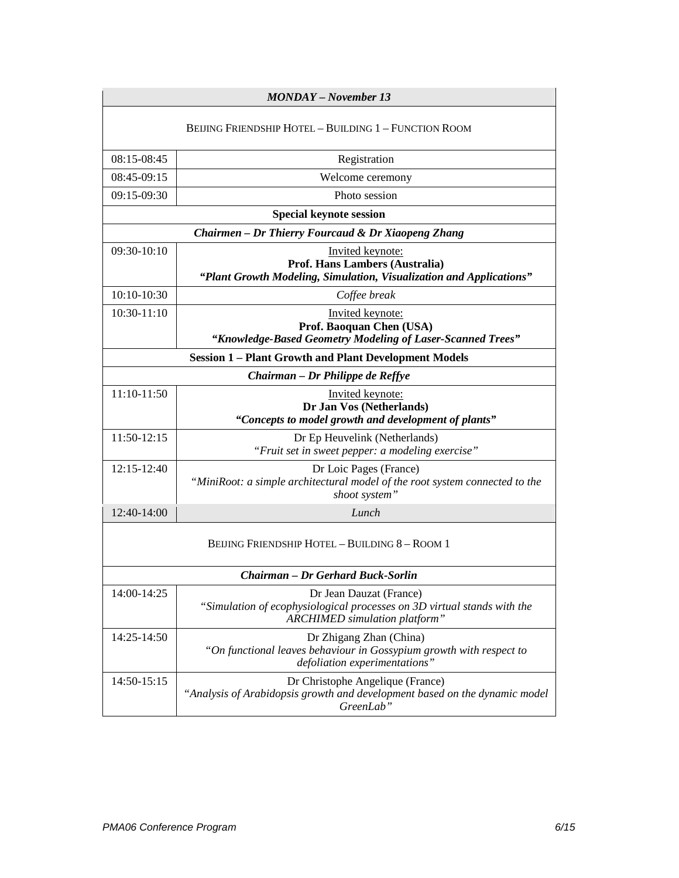| ***MONDAY – November 13*** | |
|---|---|
| BEIJING FRIENDSHIP HOTEL – BUILDING 1 – FUNCTION ROOM | |
| 08:15-08:45 | Registration |
| 08:45-09:15 | Welcome ceremony |
| 09:15-09:30 | Photo session |
| **Special keynote session** | |
| ***Chairmen – Dr Thierry Fourcaud & Dr Xiaopeng Zhang*** | |
| 09:30-10:10 | Invited keynote:<br>**Prof. Hans Lambers (Australia)**<br>***"Plant Growth Modeling, Simulation, Visualization and Applications"*** |
| 10:10-10:30 | *Coffee break* |
| 10:30-11:10 | Invited keynote:<br>**Prof. Baoquan Chen (USA)**<br>***"Knowledge-Based Geometry Modeling of Laser-Scanned Trees"*** |
| **Session 1 – Plant Growth and Plant Development Models** | |
| ***Chairman – Dr Philippe de Reffye*** | |
| 11:10-11:50 | Invited keynote:<br>**Dr Jan Vos (Netherlands)**<br>***"Concepts to model growth and development of plants"*** |
| 11:50-12:15 | Dr Ep Heuvelink (Netherlands)<br>*"Fruit set in sweet pepper: a modeling exercise"* |
| 12:15-12:40 | Dr Loic Pages (France)<br>*"MiniRoot: a simple architectural model of the root system connected to the shoot system"* |
| 12:40-14:00 | *Lunch* |
| BEIJING FRIENDSHIP HOTEL – BUILDING 8 – ROOM 1 | |
| ***Chairman – Dr Gerhard Buck-Sorlin*** | |
| 14:00-14:25 | Dr Jean Dauzat (France)<br>*"Simulation of ecophysiological processes on 3D virtual stands with the ARCHIMED simulation platform"* |
| 14:25-14:50 | Dr Zhigang Zhan (China)<br>*"On functional leaves behaviour in Gossypium growth with respect to defoliation experimentations"* |
| 14:50-15:15 | Dr Christophe Angelique (France)<br>*"Analysis of Arabidopsis growth and development based on the dynamic model GreenLab"* |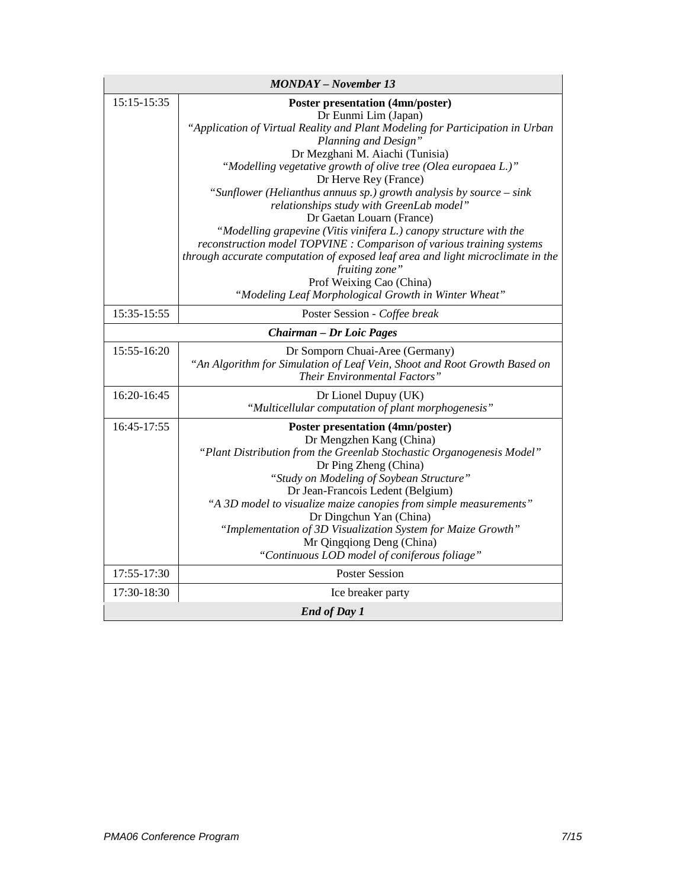| *MONDAY – November 13* | |
|---|---|
| 15:15-15:35 | **Poster presentation (4mn/poster)**<br>Dr Eunmi Lim (Japan)<br>*"Application of Virtual Reality and Plant Modeling for Participation in Urban Planning and Design"*<br>Dr Mezghani M. Aiachi (Tunisia)<br>*"Modelling vegetative growth of olive tree (Olea europaea L.)"*<br>Dr Herve Rey (France)<br>*"Sunflower (Helianthus annuus sp.) growth analysis by source – sink relationships study with GreenLab model"*<br>Dr Gaetan Louarn (France)<br>*"Modelling grapevine (Vitis vinifera L.) canopy structure with the reconstruction model TOPVINE : Comparison of various training systems through accurate computation of exposed leaf area and light microclimate in the fruiting zone"*<br>Prof Weixing Cao (China)<br>*"Modeling Leaf Morphological Growth in Winter Wheat"* |
| 15:35-15:55 | Poster Session - *Coffee break* |
| ***Chairman – Dr Loic Pages*** | |
| 15:55-16:20 | Dr Somporn Chuai-Aree (Germany)<br>*"An Algorithm for Simulation of Leaf Vein, Shoot and Root Growth Based on Their Environmental Factors"* |
| 16:20-16:45 | Dr Lionel Dupuy (UK)<br>*"Multicellular computation of plant morphogenesis"* |
| 16:45-17:55 | **Poster presentation (4mn/poster)**<br>Dr Mengzhen Kang (China)<br>*"Plant Distribution from the Greenlab Stochastic Organogenesis Model"*<br>Dr Ping Zheng (China)<br>*"Study on Modeling of Soybean Structure"*<br>Dr Jean-Francois Ledent (Belgium)<br>*"A 3D model to visualize maize canopies from simple measurements"*<br>Dr Dingchun Yan (China)<br>*"Implementation of 3D Visualization System for Maize Growth"*<br>Mr Qingqiong Deng (China)<br>*"Continuous LOD model of coniferous foliage"* |
| 17:55-17:30 | Poster Session |
| 17:30-18:30 | Ice breaker party |
| ***End of Day 1*** | |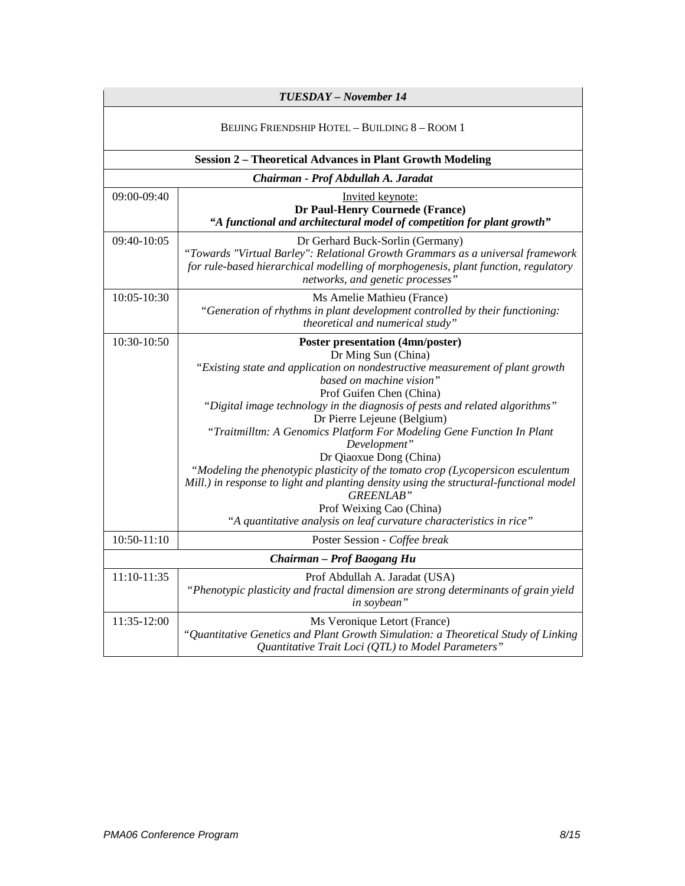| ***TUESDAY – November 14*** | |
|---|---|
| BEIJING FRIENDSHIP HOTEL – BUILDING 8 – ROOM 1 | |
| **Session 2 – Theoretical Advances in Plant Growth Modeling** | |
| ***Chairman - Prof Abdullah A. Jaradat*** | |
| 09:00-09:40 | Invited keynote:<br>**Dr Paul-Henry Cournede (France)**<br>***"A functional and architectural model of competition for plant growth"*** |
| 09:40-10:05 | Dr Gerhard Buck-Sorlin (Germany)<br>*"Towards "Virtual Barley": Relational Growth Grammars as a universal framework for rule-based hierarchical modelling of morphogenesis, plant function, regulatory networks, and genetic processes"* |
| 10:05-10:30 | Ms Amelie Mathieu (France)<br>*"Generation of rhythms in plant development controlled by their functioning: theoretical and numerical study"* |
| 10:30-10:50 | **Poster presentation (4mn/poster)**<br>Dr Ming Sun (China)<br>*"Existing state and application on nondestructive measurement of plant growth based on machine vision"*<br>Prof Guifen Chen (China)<br>*"Digital image technology in the diagnosis of pests and related algorithms"*<br>Dr Pierre Lejeune (Belgium)<br>*"Traitmilltm: A Genomics Platform For Modeling Gene Function In Plant Development"*<br>Dr Qiaoxue Dong (China)<br>*"Modeling the phenotypic plasticity of the tomato crop (Lycopersicon esculentum Mill.) in response to light and planting density using the structural-functional model GREENLAB"*<br>Prof Weixing Cao (China)<br>*"A quantitative analysis on leaf curvature characteristics in rice"* |
| 10:50-11:10 | Poster Session - *Coffee break* |
| ***Chairman – Prof Baogang Hu*** | |
| 11:10-11:35 | Prof Abdullah A. Jaradat (USA)<br>*"Phenotypic plasticity and fractal dimension are strong determinants of grain yield in soybean"* |
| 11:35-12:00 | Ms Veronique Letort (France)<br>*"Quantitative Genetics and Plant Growth Simulation: a Theoretical Study of Linking Quantitative Trait Loci (QTL) to Model Parameters"* |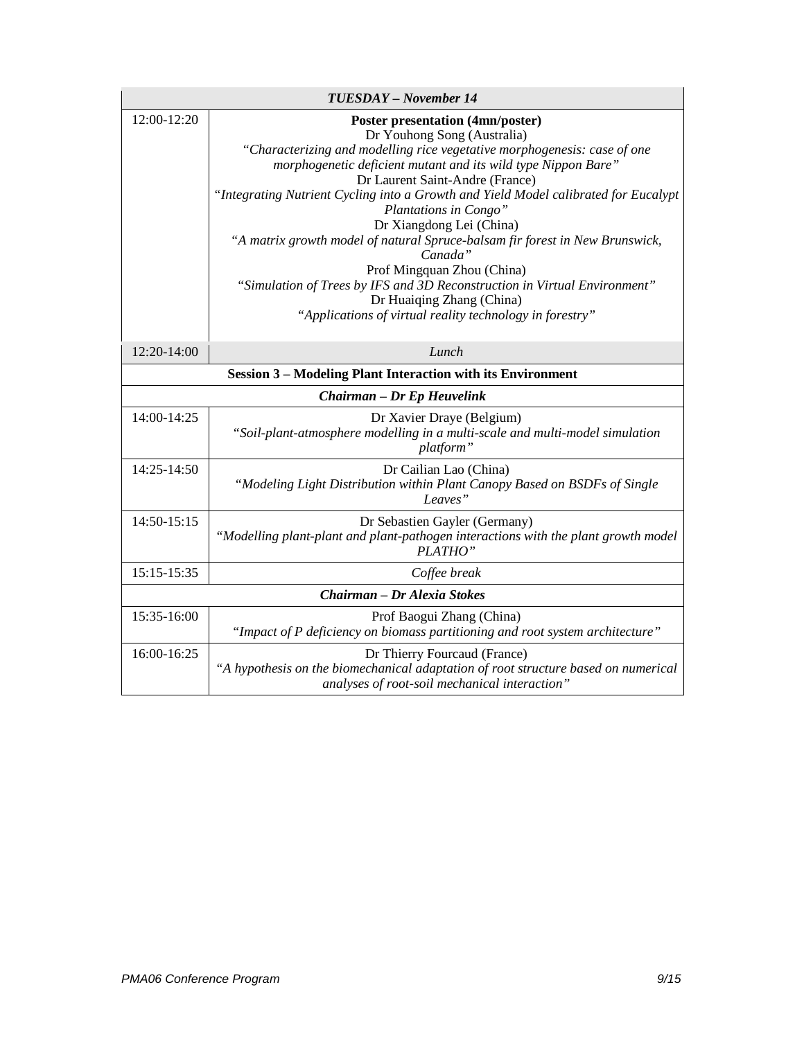| ***TUESDAY – November 14*** | |
|---|---|
| 12:00-12:20 | **Poster presentation (4mn/poster)**<br>Dr Youhong Song (Australia)<br>*"Characterizing and modelling rice vegetative morphogenesis: case of one morphogenetic deficient mutant and its wild type Nippon Bare"*<br>Dr Laurent Saint-Andre (France)<br>*"Integrating Nutrient Cycling into a Growth and Yield Model calibrated for Eucalypt Plantations in Congo"*<br>Dr Xiangdong Lei (China)<br>*"A matrix growth model of natural Spruce-balsam fir forest in New Brunswick, Canada"*<br>Prof Mingquan Zhou (China)<br>*"Simulation of Trees by IFS and 3D Reconstruction in Virtual Environment"*<br>Dr Huaiqing Zhang (China)<br>*"Applications of virtual reality technology in forestry"* |
| 12:20-14:00 | *Lunch* |
| **Session 3 – Modeling Plant Interaction with its Environment** | |
| ***Chairman – Dr Ep Heuvelink*** | |
| 14:00-14:25 | Dr Xavier Draye (Belgium)<br>*"Soil-plant-atmosphere modelling in a multi-scale and multi-model simulation platform"* |
| 14:25-14:50 | Dr Cailian Lao (China)<br>*"Modeling Light Distribution within Plant Canopy Based on BSDFs of Single Leaves"* |
| 14:50-15:15 | Dr Sebastien Gayler (Germany)<br>*"Modelling plant-plant and plant-pathogen interactions with the plant growth model PLATHO"* |
| 15:15-15:35 | *Coffee break* |
| ***Chairman – Dr Alexia Stokes*** | |
| 15:35-16:00 | Prof Baogui Zhang (China)<br>*"Impact of P deficiency on biomass partitioning and root system architecture"* |
| 16:00-16:25 | Dr Thierry Fourcaud (France)<br>*"A hypothesis on the biomechanical adaptation of root structure based on numerical analyses of root-soil mechanical interaction"* |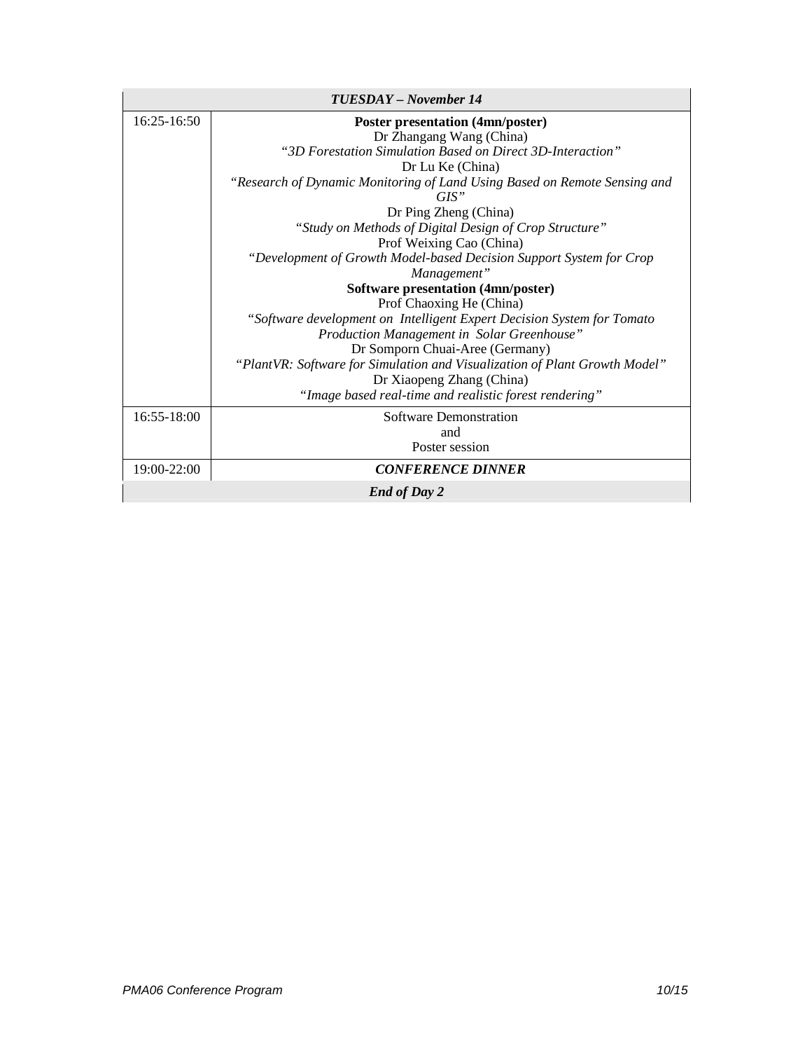| ***TUESDAY – November 14*** | |
|---|---|
| 16:25-16:50 | **Poster presentation (4mn/poster)**<br>Dr Zhangang Wang (China)<br>*"3D Forestation Simulation Based on Direct 3D-Interaction"*<br>Dr Lu Ke (China)<br>*"Research of Dynamic Monitoring of Land Using Based on Remote Sensing and GIS"*<br>Dr Ping Zheng (China)<br>*"Study on Methods of Digital Design of Crop Structure"*<br>Prof Weixing Cao (China)<br>*"Development of Growth Model-based Decision Support System for Crop Management"*<br>**Software presentation (4mn/poster)**<br>Prof Chaoxing He (China)<br>*"Software development on Intelligent Expert Decision System for Tomato Production Management in Solar Greenhouse"*<br>Dr Somporn Chuai-Aree (Germany)<br>*"PlantVR: Software for Simulation and Visualization of Plant Growth Model"*<br>Dr Xiaopeng Zhang (China)<br>*"Image based real-time and realistic forest rendering"* |
| 16:55-18:00 | Software Demonstration<br>and<br>Poster session |
| 19:00-22:00 | ***CONFERENCE DINNER*** |
| ***End of Day 2*** | |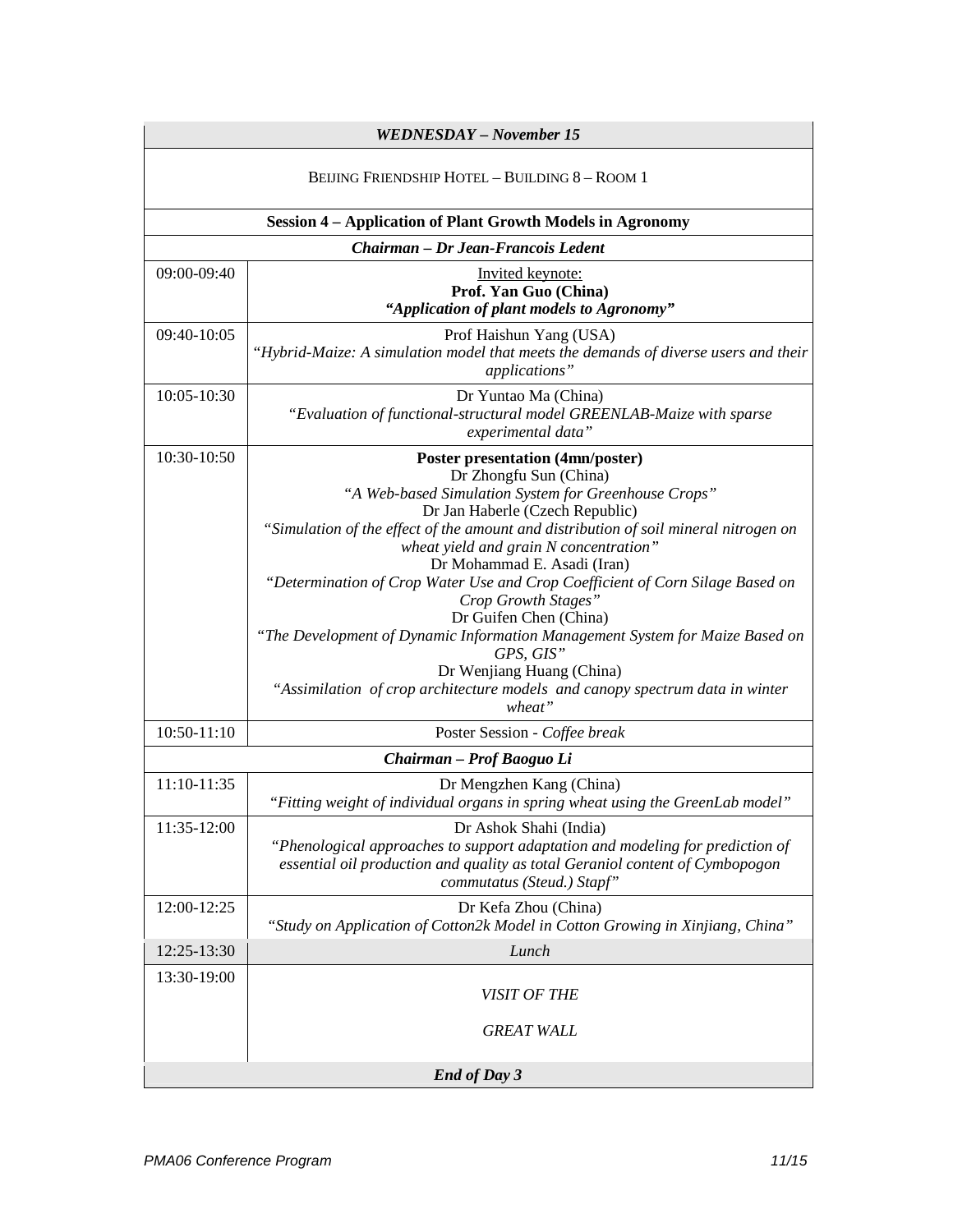| *WEDNESDAY – November 15* | |
|---|---|
| Beijing Friendship Hotel – Building 8 – Room 1 | |
| **Session 4 – Application of Plant Growth Models in Agronomy** | |
| ***Chairman – Dr Jean-Francois Ledent*** | |
| 09:00-09:40 | Invited keynote:<br>**Prof. Yan Guo (China)**<br>***"Application of plant models to Agronomy"*** |
| 09:40-10:05 | Prof Haishun Yang (USA)<br>*"Hybrid-Maize: A simulation model that meets the demands of diverse users and their applications"* |
| 10:05-10:30 | Dr Yuntao Ma (China)<br>*"Evaluation of functional-structural model GREENLAB-Maize with sparse experimental data"* |
| 10:30-10:50 | **Poster presentation (4mn/poster)**<br>Dr Zhongfu Sun (China)<br>*"A Web-based Simulation System for Greenhouse Crops"*<br>Dr Jan Haberle (Czech Republic)<br>*"Simulation of the effect of the amount and distribution of soil mineral nitrogen on wheat yield and grain N concentration"*<br>Dr Mohammad E. Asadi (Iran)<br>*"Determination of Crop Water Use and Crop Coefficient of Corn Silage Based on Crop Growth Stages"*<br>Dr Guifen Chen (China)<br>*"The Development of Dynamic Information Management System for Maize Based on GPS, GIS"*<br>Dr Wenjiang Huang (China)<br>*"Assimilation of crop architecture models and canopy spectrum data in winter wheat"* |
| 10:50-11:10 | Poster Session - *Coffee break* |
| ***Chairman – Prof Baoguo Li*** | |
| 11:10-11:35 | Dr Mengzhen Kang (China)<br>*"Fitting weight of individual organs in spring wheat using the GreenLab model"* |
| 11:35-12:00 | Dr Ashok Shahi (India)<br>*"Phenological approaches to support adaptation and modeling for prediction of essential oil production and quality as total Geraniol content of Cymbopogon commutatus (Steud.) Stapf"* |
| 12:00-12:25 | Dr Kefa Zhou (China)<br>*"Study on Application of Cotton2k Model in Cotton Growing in Xinjiang, China"* |
| 12:25-13:30 | *Lunch* |
| 13:30-19:00 | *VISIT OF THE*<br><br>*GREAT WALL* |
| ***End of Day 3*** | |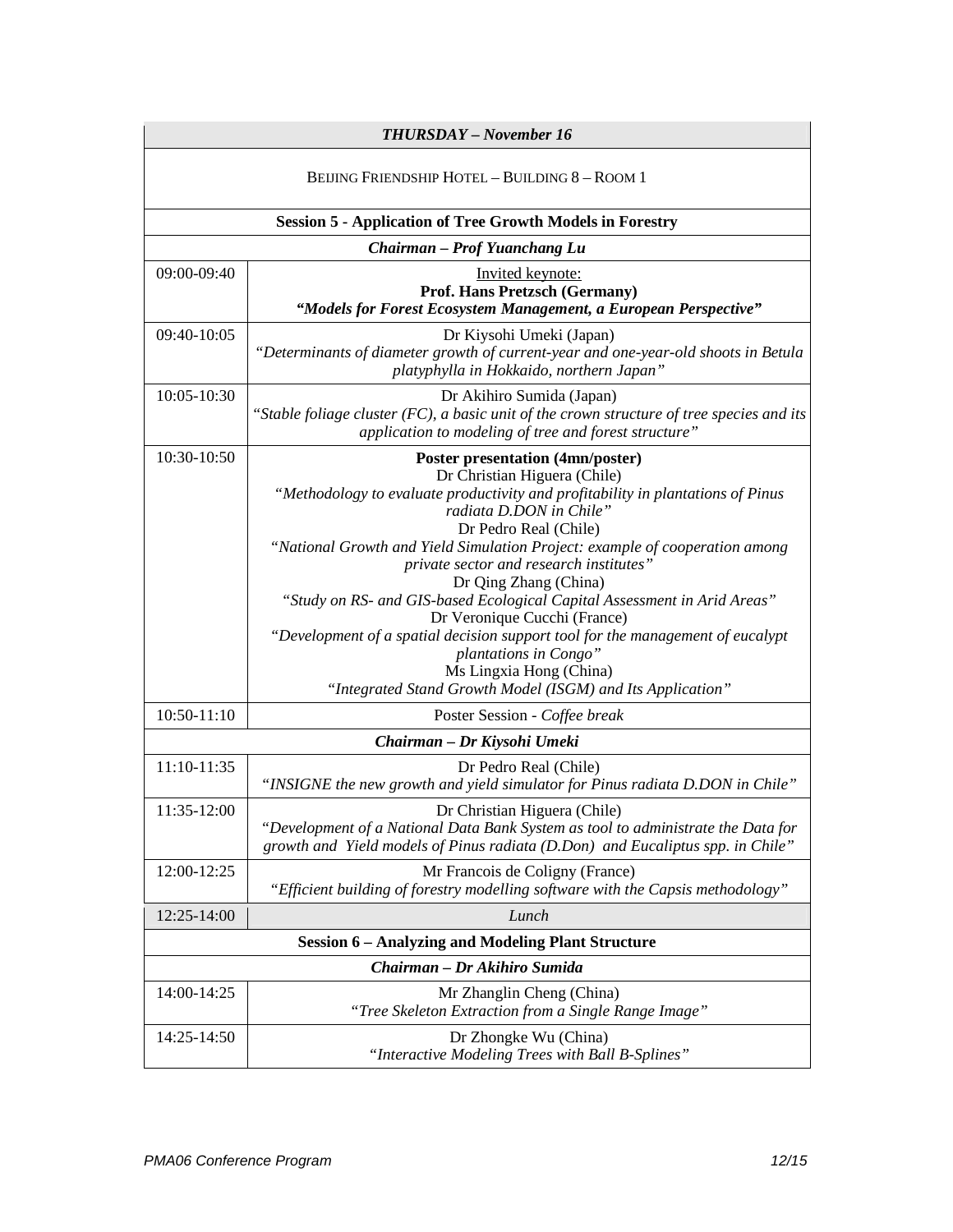| *THURSDAY – November 16* | |
|---|---|
| BEIJING FRIENDSHIP HOTEL – BUILDING 8 – ROOM 1 | |
| **Session 5 - Application of Tree Growth Models in Forestry** | |
| ***Chairman – Prof Yuanchang Lu*** | |
| 09:00-09:40 | Invited keynote:<br>**Prof. Hans Pretzsch (Germany)**<br>***"Models for Forest Ecosystem Management, a European Perspective"*** |
| 09:40-10:05 | Dr Kiysohi Umeki (Japan)<br>*"Determinants of diameter growth of current-year and one-year-old shoots in Betula platyphylla in Hokkaido, northern Japan"* |
| 10:05-10:30 | Dr Akihiro Sumida (Japan)<br>*"Stable foliage cluster (FC), a basic unit of the crown structure of tree species and its application to modeling of tree and forest structure"* |
| 10:30-10:50 | **Poster presentation (4mn/poster)**<br>Dr Christian Higuera (Chile)<br>*"Methodology to evaluate productivity and profitability in plantations of Pinus radiata D.DON in Chile"*<br>Dr Pedro Real (Chile)<br>*"National Growth and Yield Simulation Project: example of cooperation among private sector and research institutes"*<br>Dr Qing Zhang (China)<br>*"Study on RS- and GIS-based Ecological Capital Assessment in Arid Areas"*<br>Dr Veronique Cucchi (France)<br>*"Development of a spatial decision support tool for the management of eucalypt plantations in Congo"*<br>Ms Lingxia Hong (China)<br>*"Integrated Stand Growth Model (ISGM) and Its Application"* |
| 10:50-11:10 | Poster Session - *Coffee break* |
| ***Chairman – Dr Kiysohi Umeki*** | |
| 11:10-11:35 | Dr Pedro Real (Chile)<br>*"INSIGNE the new growth and yield simulator for Pinus radiata D.DON in Chile"* |
| 11:35-12:00 | Dr Christian Higuera (Chile)<br>*"Development of a National Data Bank System as tool to administrate the Data for growth and Yield models of Pinus radiata (D.Don) and Eucaliptus spp. in Chile"* |
| 12:00-12:25 | Mr Francois de Coligny (France)<br>*"Efficient building of forestry modelling software with the Capsis methodology"* |
| 12:25-14:00 | *Lunch* |
| **Session 6 – Analyzing and Modeling Plant Structure** | |
| ***Chairman – Dr Akihiro Sumida*** | |
| 14:00-14:25 | Mr Zhanglin Cheng (China)<br>*"Tree Skeleton Extraction from a Single Range Image"* |
| 14:25-14:50 | Dr Zhongke Wu (China)<br>*"Interactive Modeling Trees with Ball B-Splines"* |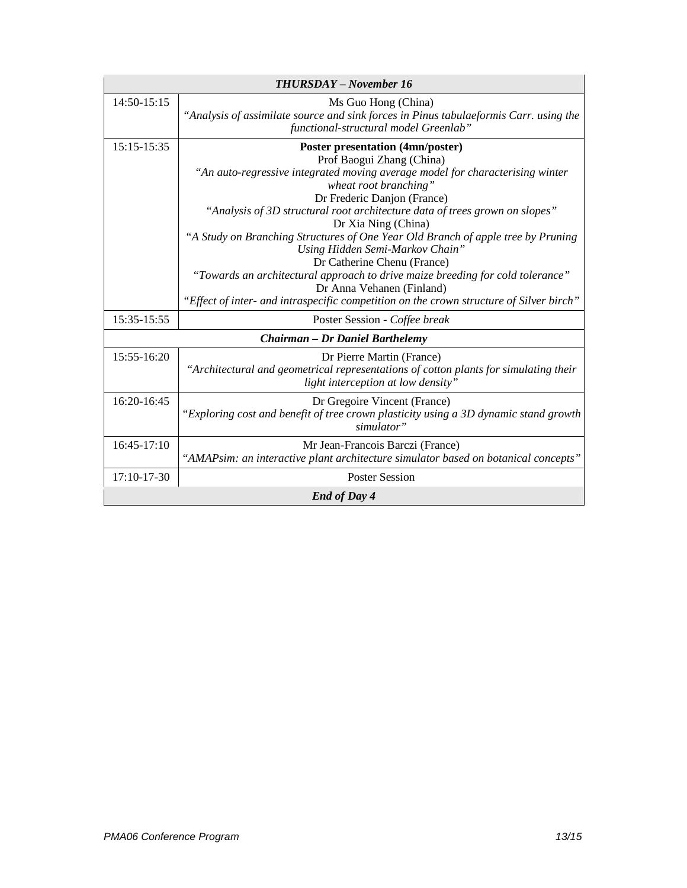| *THURSDAY – November 16* | |
|---|---|
| 14:50-15:15 | Ms Guo Hong (China)<br>*"Analysis of assimilate source and sink forces in Pinus tabulaeformis Carr. using the functional-structural model Greenlab"* |
| 15:15-15:35 | **Poster presentation (4mn/poster)**<br>Prof Baogui Zhang (China)<br>*"An auto-regressive integrated moving average model for characterising winter wheat root branching"*<br>Dr Frederic Danjon (France)<br>*"Analysis of 3D structural root architecture data of trees grown on slopes"*<br>Dr Xia Ning (China)<br>*"A Study on Branching Structures of One Year Old Branch of apple tree by Pruning Using Hidden Semi-Markov Chain"*<br>Dr Catherine Chenu (France)<br>*"Towards an architectural approach to drive maize breeding for cold tolerance"*<br>Dr Anna Vehanen (Finland)<br>*"Effect of inter- and intraspecific competition on the crown structure of Silver birch"* |
| 15:35-15:55 | Poster Session - *Coffee break* |
| ***Chairman – Dr Daniel Barthelemy*** | |
| 15:55-16:20 | Dr Pierre Martin (France)<br>*"Architectural and geometrical representations of cotton plants for simulating their light interception at low density"* |
| 16:20-16:45 | Dr Gregoire Vincent (France)<br>*"Exploring cost and benefit of tree crown plasticity using a 3D dynamic stand growth simulator"* |
| 16:45-17:10 | Mr Jean-Francois Barczi (France)<br>*"AMAPsim: an interactive plant architecture simulator based on botanical concepts"* |
| 17:10-17-30 | Poster Session |
| ***End of Day 4*** | |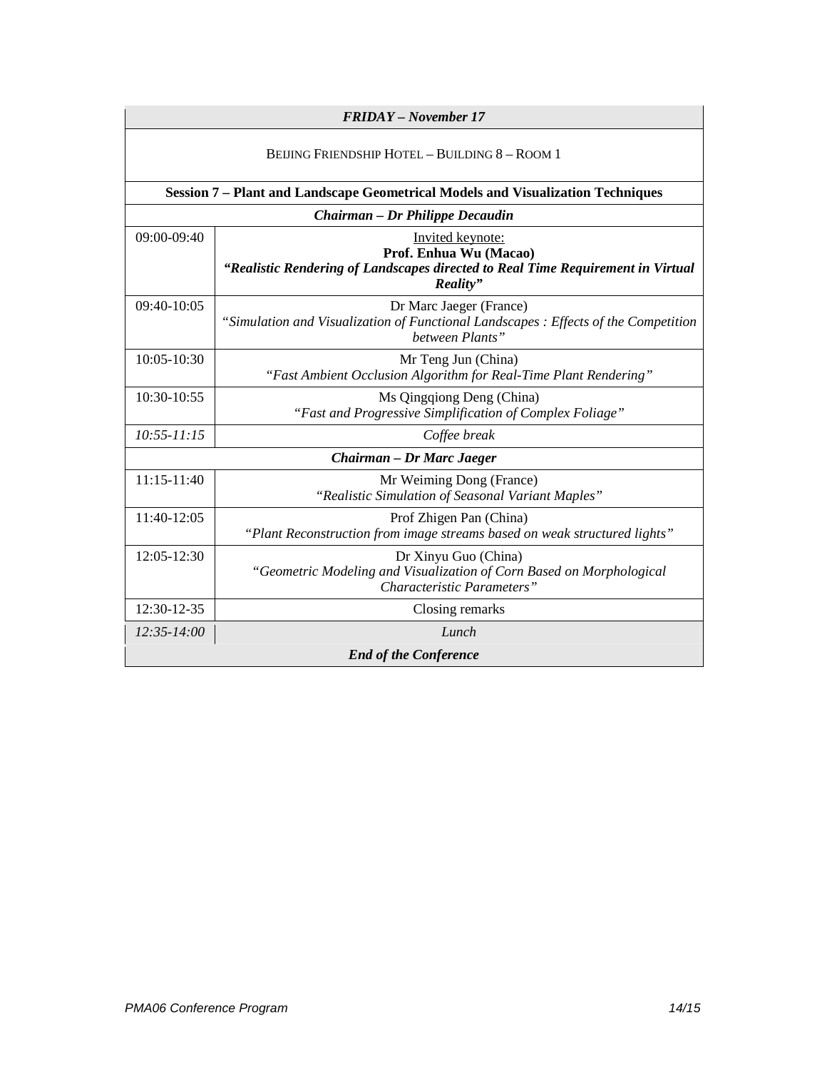| *FRIDAY – November 17* | |
|---|---|
| BEIJING FRIENDSHIP HOTEL – BUILDING 8 – ROOM 1 | |
| **Session 7 – Plant and Landscape Geometrical Models and Visualization Techniques** | |
| ***Chairman – Dr Philippe Decaudin*** | |
| 09:00-09:40 | Invited keynote:<br>**Prof. Enhua Wu (Macao)**<br>***"Realistic Rendering of Landscapes directed to Real Time Requirement in Virtual Reality"*** |
| 09:40-10:05 | Dr Marc Jaeger (France)<br>*"Simulation and Visualization of Functional Landscapes : Effects of the Competition between Plants"* |
| 10:05-10:30 | Mr Teng Jun (China)<br>*"Fast Ambient Occlusion Algorithm for Real-Time Plant Rendering"* |
| 10:30-10:55 | Ms Qingqiong Deng (China)<br>*"Fast and Progressive Simplification of Complex Foliage"* |
| *10:55-11:15* | *Coffee break* |
| ***Chairman – Dr Marc Jaeger*** | |
| 11:15-11:40 | Mr Weiming Dong (France)<br>*"Realistic Simulation of Seasonal Variant Maples"* |
| 11:40-12:05 | Prof Zhigen Pan (China)<br>*"Plant Reconstruction from image streams based on weak structured lights"* |
| 12:05-12:30 | Dr Xinyu Guo (China)<br>*"Geometric Modeling and Visualization of Corn Based on Morphological Characteristic Parameters"* |
| 12:30-12-35 | Closing remarks |
| *12:35-14:00* | *Lunch* |
| ***End of the Conference*** | |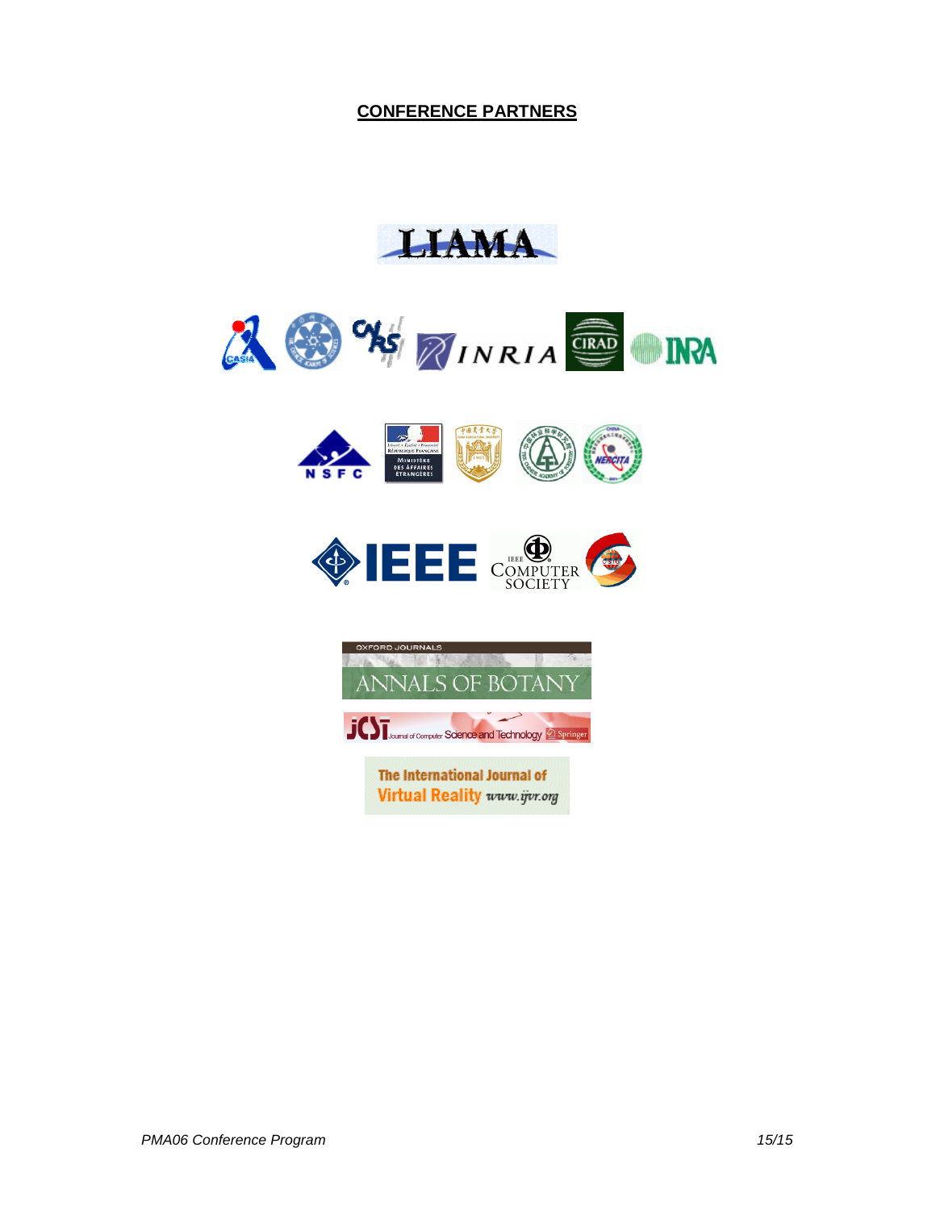## CONFERENCE PARTNERS